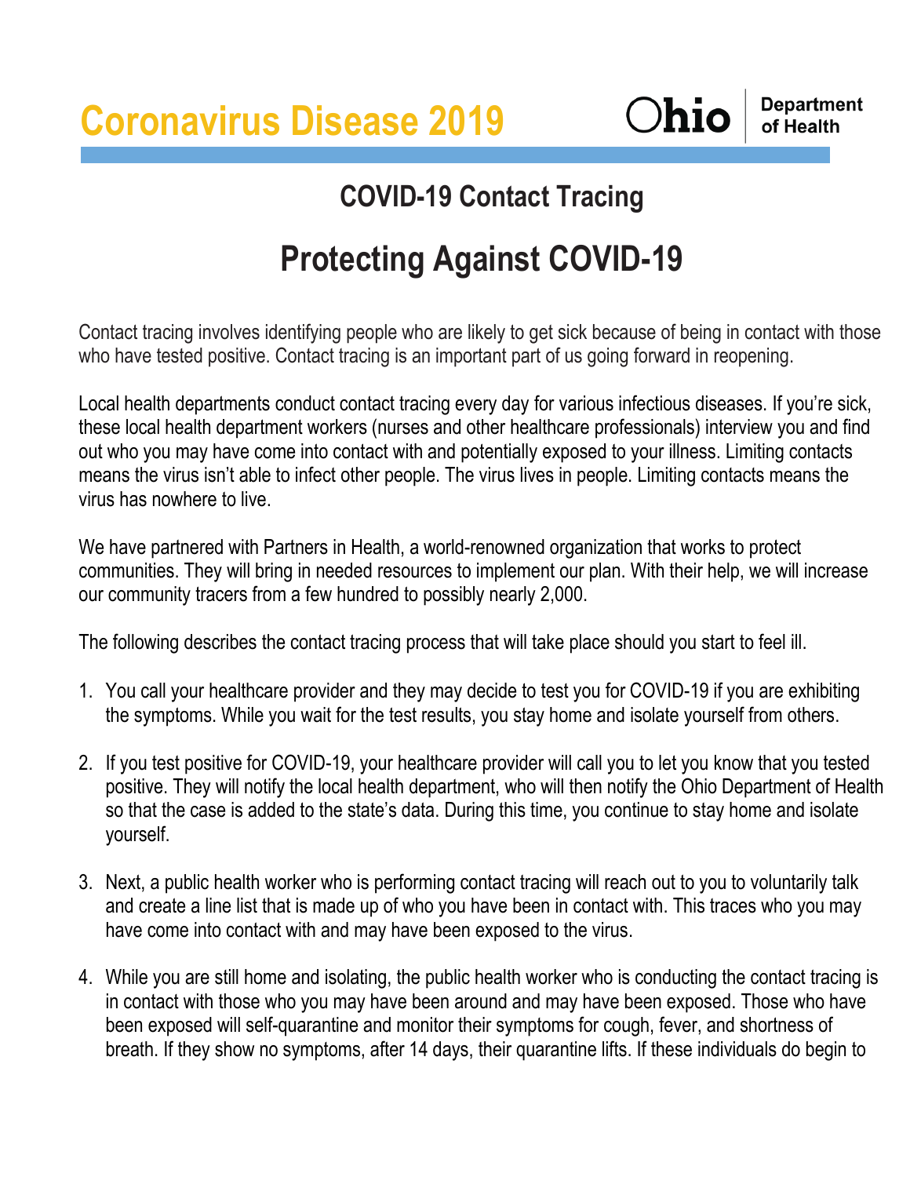# Coronavirus Disease 2019

Ohio | Department of Health

## COVID-19 Contact Tracing

# Protecting Against COVID-19

Contact tracing involves identifying people who are likely to get sick because of being in contact with those who have tested positive. Contact tracing is an important part of us going forward in reopening.

Local health departments conduct contact tracing every day for various infectious diseases. If you're sick, these local health department workers (nurses and other healthcare professionals) interview you and find out who you may have come into contact with and potentially exposed to your illness. Limiting contacts means the virus isn't able to infect other people. The virus lives in people. Limiting contacts means the virus has nowhere to live.

We have partnered with Partners in Health, a world-renowned organization that works to protect communities. They will bring in needed resources to implement our plan. With their help, we will increase our community tracers from a few hundred to possibly nearly 2,000.

The following describes the contact tracing process that will take place should you start to feel ill.

1. You call your healthcare provider and they may decide to test you for COVID-19 if you are exhibiting the symptoms. While you wait for the test results, you stay home and isolate yourself from others.

2. If you test positive for COVID-19, your healthcare provider will call you to let you know that you tested positive. They will notify the local health department, who will then notify the Ohio Department of Health so that the case is added to the state's data. During this time, you continue to stay home and isolate yourself.

3. Next, a public health worker who is performing contact tracing will reach out to you to voluntarily talk and create a line list that is made up of who you have been in contact with. This traces who you may have come into contact with and may have been exposed to the virus.

4. While you are still home and isolating, the public health worker who is conducting the contact tracing is in contact with those who you may have been around and may have been exposed. Those who have been exposed will self-quarantine and monitor their symptoms for cough, fever, and shortness of breath. If they show no symptoms, after 14 days, their quarantine lifts. If these individuals do begin to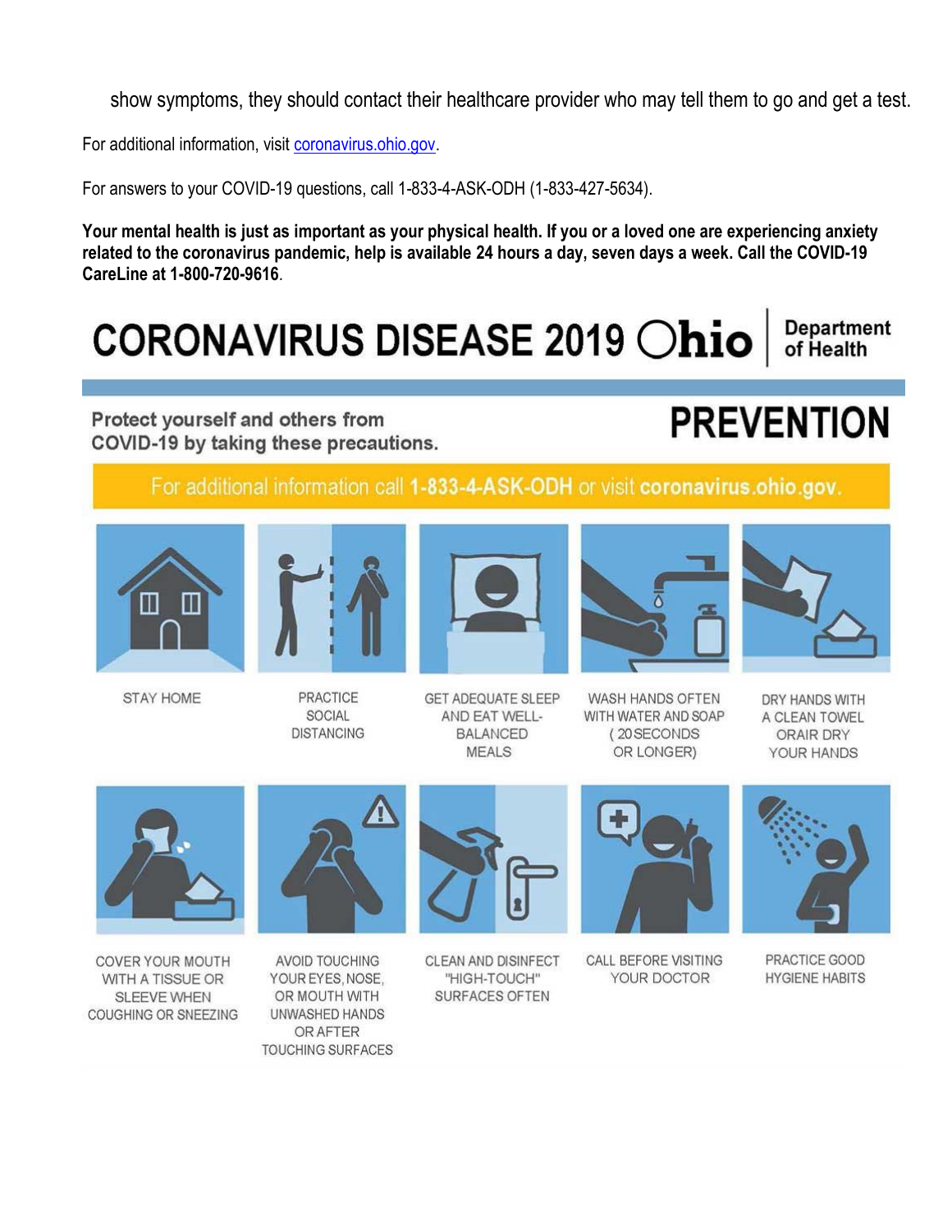show symptoms, they should contact their healthcare provider who may tell them to go and get a test.

For additional information, visit coronavirus.ohio.gov.

For answers to your COVID-19 questions, call 1-833-4-ASK-ODH (1-833-427-5634).

**Your mental health is just as important as your physical health. If you or a loved one are experiencing anxiety related to the coronavirus pandemic, help is available 24 hours a day, seven days a week. Call the COVID-19 CareLine at 1-800-720-9616**.

# CORONAVIRUS DISEASE 2019 Ohio Department of Health

**Protect yourself and others from COVID-19 by taking these precautions.**

## PREVENTION

For additional information call **1-833-4-ASK-ODH** or visit **coronavirus.ohio.gov.**

STAY HOME

PRACTICE SOCIAL DISTANCING

GET ADEQUATE SLEEP AND EAT WELL-BALANCED MEALS

WASH HANDS OFTEN WITH WATER AND SOAP (20 SECONDS OR LONGER)

DRY HANDS WITH A CLEAN TOWEL ORAIR DRY YOUR HANDS

COVER YOUR MOUTH WITH A TISSUE OR SLEEVE WHEN COUGHING OR SNEEZING

AVOID TOUCHING YOUR EYES, NOSE, OR MOUTH WITH UNWASHED HANDS OR AFTER TOUCHING SURFACES

CLEAN AND DISINFECT "HIGH-TOUCH" SURFACES OFTEN

CALL BEFORE VISITING YOUR DOCTOR

PRACTICE GOOD HYGIENE HABITS